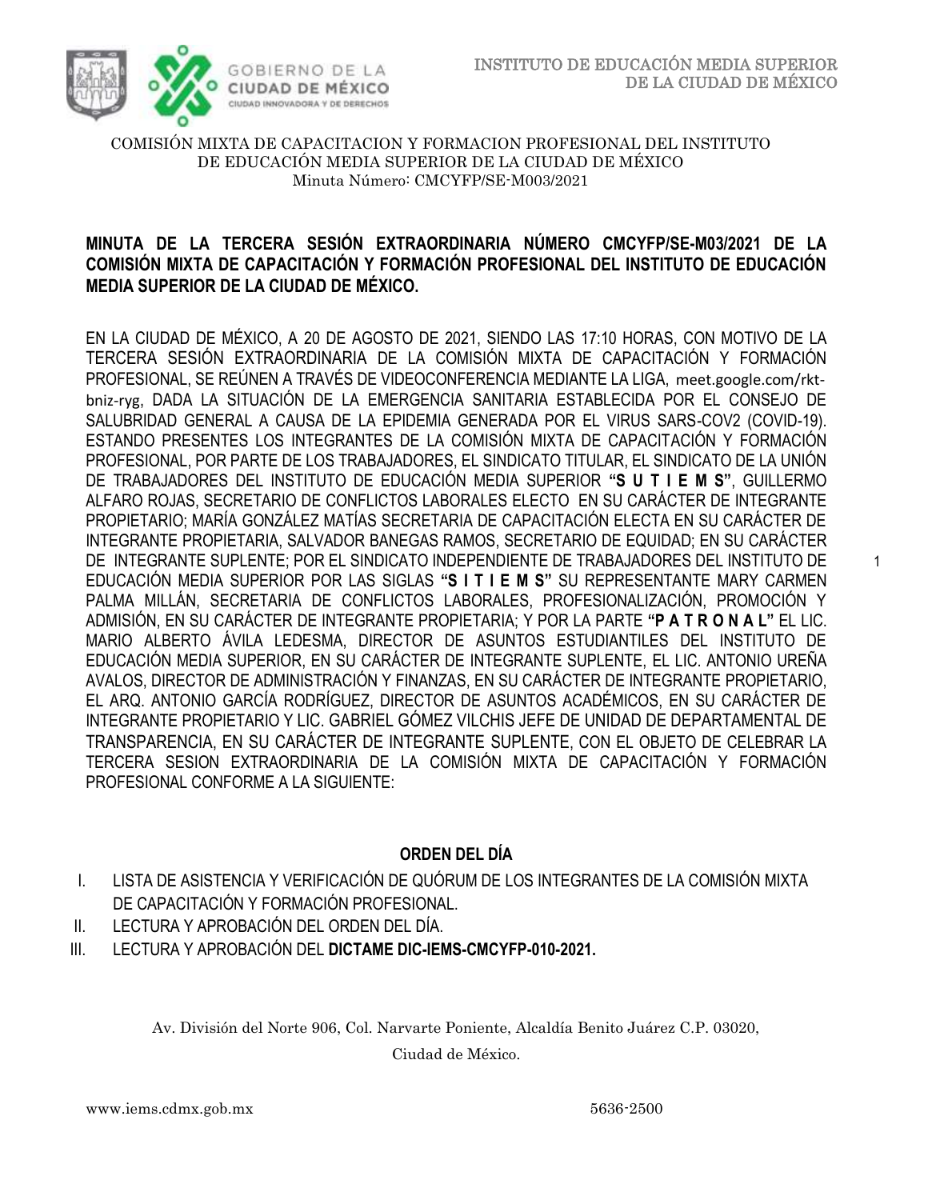COMISIÓN MIXTA DE CAPACITACION Y FORMACION PROFESIONAL DEL INSTITUTO DE EDUCACIÓN MEDIA SUPERIOR DE LA CIUDAD DE MÉXICO
Minuta Número: CMCYFP/SE-M003/2021

**MINUTA DE LA TERCERA SESIÓN EXTRAORDINARIA NÚMERO CMCYFP/SE-M03/2021 DE LA COMISIÓN MIXTA DE CAPACITACIÓN Y FORMACIÓN PROFESIONAL DEL INSTITUTO DE EDUCACIÓN MEDIA SUPERIOR DE LA CIUDAD DE MÉXICO.**

EN LA CIUDAD DE MÉXICO, A 20 DE AGOSTO DE 2021, SIENDO LAS 17:10 HORAS, CON MOTIVO DE LA TERCERA SESIÓN EXTRAORDINARIA DE LA COMISIÓN MIXTA DE CAPACITACIÓN Y FORMACIÓN PROFESIONAL, SE REÚNEN A TRAVÉS DE VIDEOCONFERENCIA MEDIANTE LA LIGA, meet.google.com/rkt-bniz-ryg, DADA LA SITUACIÓN DE LA EMERGENCIA SANITARIA ESTABLECIDA POR EL CONSEJO DE SALUBRIDAD GENERAL A CAUSA DE LA EPIDEMIA GENERADA POR EL VIRUS SARS-COV2 (COVID-19). ESTANDO PRESENTES LOS INTEGRANTES DE LA COMISIÓN MIXTA DE CAPACITACIÓN Y FORMACIÓN PROFESIONAL, POR PARTE DE LOS TRABAJADORES, EL SINDICATO TITULAR, EL SINDICATO DE LA UNIÓN DE TRABAJADORES DEL INSTITUTO DE EDUCACIÓN MEDIA SUPERIOR **"S U T I E M S"**, GUILLERMO ALFARO ROJAS, SECRETARIO DE CONFLICTOS LABORALES ELECTO EN SU CARÁCTER DE INTEGRANTE PROPIETARIO; MARÍA GONZÁLEZ MATÍAS SECRETARIA DE CAPACITACIÓN ELECTA EN SU CARÁCTER DE INTEGRANTE PROPIETARIA, SALVADOR BANEGAS RAMOS, SECRETARIO DE EQUIDAD; EN SU CARÁCTER DE INTEGRANTE SUPLENTE; POR EL SINDICATO INDEPENDIENTE DE TRABAJADORES DEL INSTITUTO DE EDUCACIÓN MEDIA SUPERIOR POR LAS SIGLAS **"S I T I E M S"** SU REPRESENTANTE MARY CARMEN PALMA MILLÁN, SECRETARIA DE CONFLICTOS LABORALES, PROFESIONALIZACIÓN, PROMOCIÓN Y ADMISIÓN, EN SU CARÁCTER DE INTEGRANTE PROPIETARIA; Y POR LA PARTE **"P A T R O N A L"** EL LIC. MARIO ALBERTO ÁVILA LEDESMA, DIRECTOR DE ASUNTOS ESTUDIANTILES DEL INSTITUTO DE EDUCACIÓN MEDIA SUPERIOR, EN SU CARÁCTER DE INTEGRANTE SUPLENTE, EL LIC. ANTONIO UREÑA AVALOS, DIRECTOR DE ADMINISTRACIÓN Y FINANZAS, EN SU CARÁCTER DE INTEGRANTE PROPIETARIO, EL ARQ. ANTONIO GARCÍA RODRÍGUEZ, DIRECTOR DE ASUNTOS ACADÉMICOS, EN SU CARÁCTER DE INTEGRANTE PROPIETARIO Y LIC. GABRIEL GÓMEZ VILCHIS JEFE DE UNIDAD DE DEPARTAMENTAL DE TRANSPARENCIA, EN SU CARÁCTER DE INTEGRANTE SUPLENTE, CON EL OBJETO DE CELEBRAR LA TERCERA SESION EXTRAORDINARIA DE LA COMISIÓN MIXTA DE CAPACITACIÓN Y FORMACIÓN PROFESIONAL CONFORME A LA SIGUIENTE:

**ORDEN DEL DÍA**

I. LISTA DE ASISTENCIA Y VERIFICACIÓN DE QUÓRUM DE LOS INTEGRANTES DE LA COMISIÓN MIXTA DE CAPACITACIÓN Y FORMACIÓN PROFESIONAL.
II. LECTURA Y APROBACIÓN DEL ORDEN DEL DÍA.
III. LECTURA Y APROBACIÓN DEL **DICTAME DIC-IEMS-CMCYFP-010-2021.**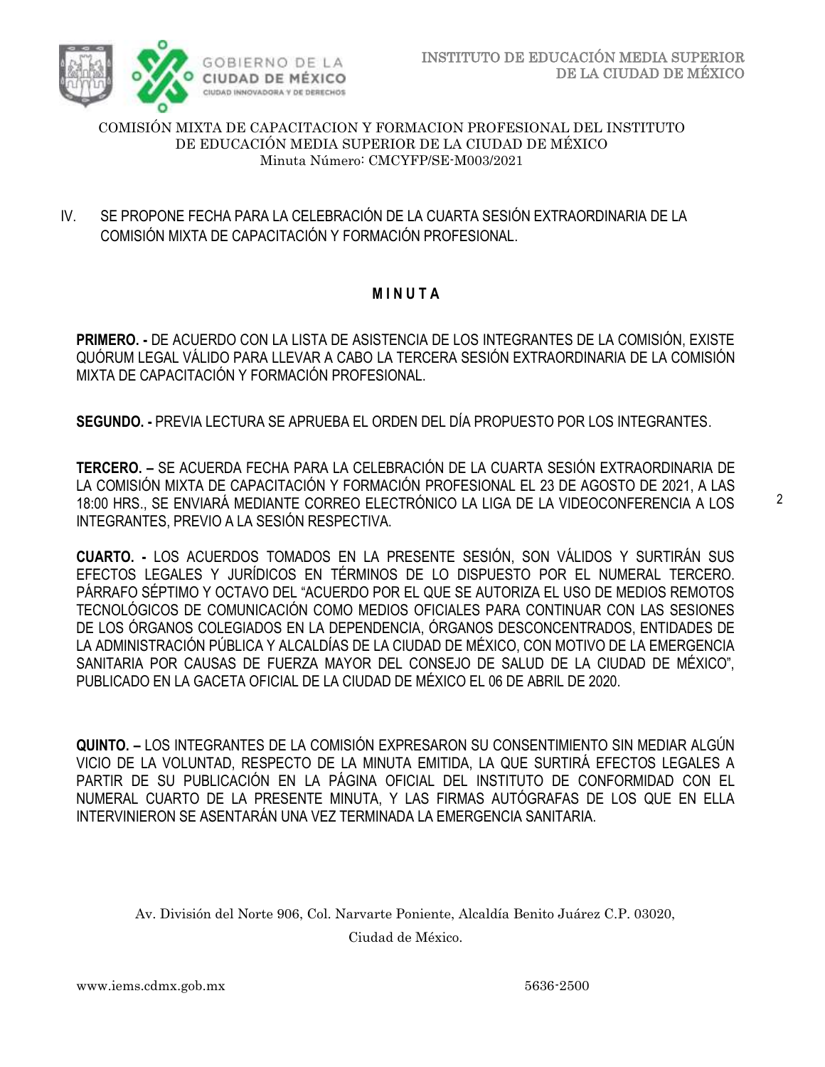COMISIÓN MIXTA DE CAPACITACION Y FORMACION PROFESIONAL DEL INSTITUTO DE EDUCACIÓN MEDIA SUPERIOR DE LA CIUDAD DE MÉXICO
Minuta Número: CMCYFP/SE-M003/2021

IV. SE PROPONE FECHA PARA LA CELEBRACIÓN DE LA CUARTA SESIÓN EXTRAORDINARIA DE LA COMISIÓN MIXTA DE CAPACITACIÓN Y FORMACIÓN PROFESIONAL.

## M I N U T A

**PRIMERO. -** DE ACUERDO CON LA LISTA DE ASISTENCIA DE LOS INTEGRANTES DE LA COMISIÓN, EXISTE QUÓRUM LEGAL VÁLIDO PARA LLEVAR A CABO LA TERCERA SESIÓN EXTRAORDINARIA DE LA COMISIÓN MIXTA DE CAPACITACIÓN Y FORMACIÓN PROFESIONAL.

**SEGUNDO. -** PREVIA LECTURA SE APRUEBA EL ORDEN DEL DÍA PROPUESTO POR LOS INTEGRANTES.

**TERCERO. –** SE ACUERDA FECHA PARA LA CELEBRACIÓN DE LA CUARTA SESIÓN EXTRAORDINARIA DE LA COMISIÓN MIXTA DE CAPACITACIÓN Y FORMACIÓN PROFESIONAL EL 23 DE AGOSTO DE 2021, A LAS 18:00 HRS., SE ENVIARÁ MEDIANTE CORREO ELECTRÓNICO LA LIGA DE LA VIDEOCONFERENCIA A LOS INTEGRANTES, PREVIO A LA SESIÓN RESPECTIVA.

**CUARTO. -** LOS ACUERDOS TOMADOS EN LA PRESENTE SESIÓN, SON VÁLIDOS Y SURTIRÁN SUS EFECTOS LEGALES Y JURÍDICOS EN TÉRMINOS DE LO DISPUESTO POR EL NUMERAL TERCERO. PÁRRAFO SÉPTIMO Y OCTAVO DEL "ACUERDO POR EL QUE SE AUTORIZA EL USO DE MEDIOS REMOTOS TECNOLÓGICOS DE COMUNICACIÓN COMO MEDIOS OFICIALES PARA CONTINUAR CON LAS SESIONES DE LOS ÓRGANOS COLEGIADOS EN LA DEPENDENCIA, ÓRGANOS DESCONCENTRADOS, ENTIDADES DE LA ADMINISTRACIÓN PÚBLICA Y ALCALDÍAS DE LA CIUDAD DE MÉXICO, CON MOTIVO DE LA EMERGENCIA SANITARIA POR CAUSAS DE FUERZA MAYOR DEL CONSEJO DE SALUD DE LA CIUDAD DE MÉXICO", PUBLICADO EN LA GACETA OFICIAL DE LA CIUDAD DE MÉXICO EL 06 DE ABRIL DE 2020.

**QUINTO. –** LOS INTEGRANTES DE LA COMISIÓN EXPRESARON SU CONSENTIMIENTO SIN MEDIAR ALGÚN VICIO DE LA VOLUNTAD, RESPECTO DE LA MINUTA EMITIDA, LA QUE SURTIRÁ EFECTOS LEGALES A PARTIR DE SU PUBLICACIÓN EN LA PÁGINA OFICIAL DEL INSTITUTO DE CONFORMIDAD CON EL NUMERAL CUARTO DE LA PRESENTE MINUTA, Y LAS FIRMAS AUTÓGRAFAS DE LOS QUE EN ELLA INTERVINIERON SE ASENTARÁN UNA VEZ TERMINADA LA EMERGENCIA SANITARIA.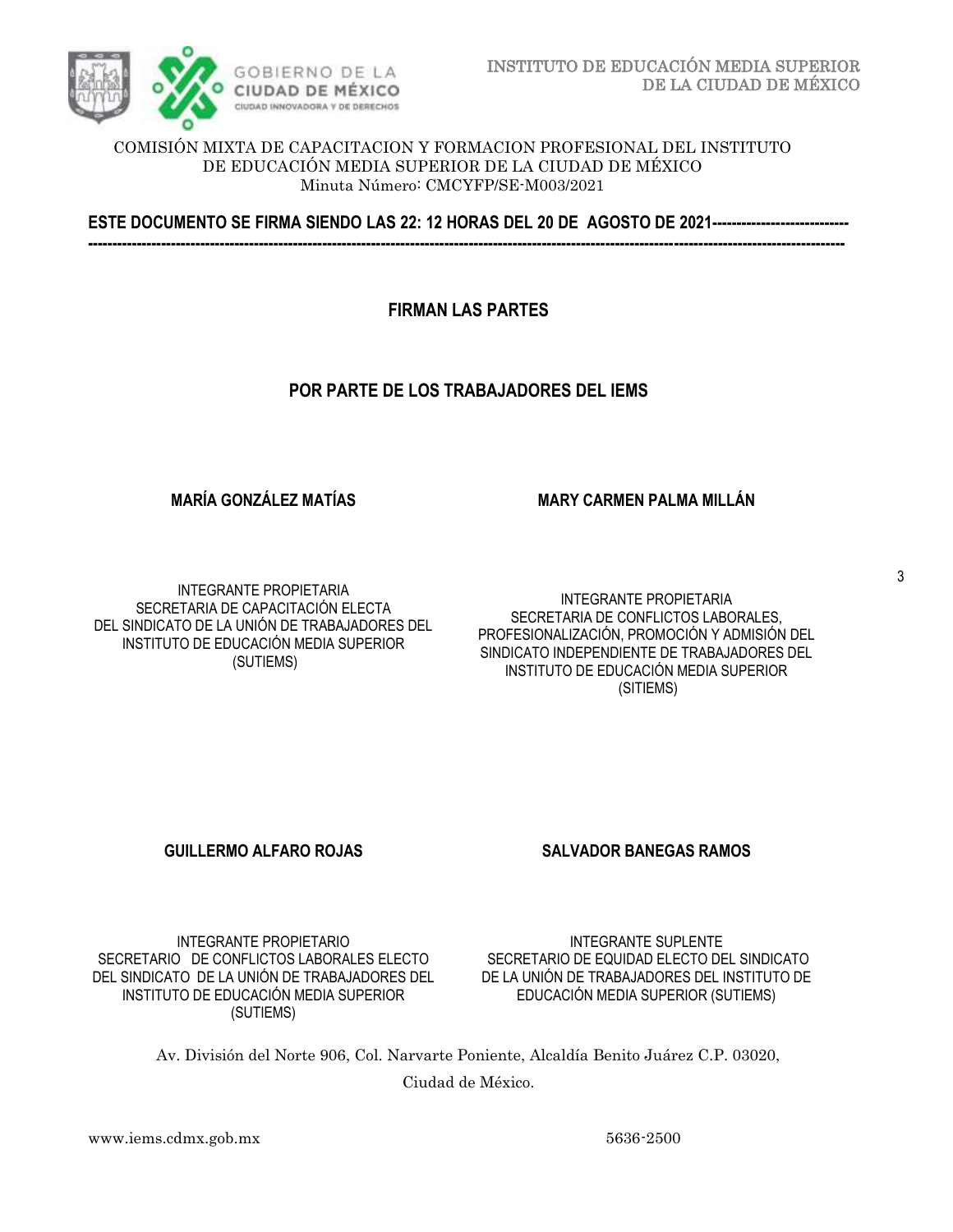COMISIÓN MIXTA DE CAPACITACION Y FORMACION PROFESIONAL DEL INSTITUTO DE EDUCACIÓN MEDIA SUPERIOR DE LA CIUDAD DE MÉXICO
Minuta Número: CMCYFP/SE-M003/2021

**ESTE DOCUMENTO SE FIRMA SIENDO LAS 22: 12 HORAS DEL 20 DE AGOSTO DE 2021-------------------------------------------------------------------------------------------------------------------------------------------------------------------------------------**

**FIRMAN LAS PARTES**

**POR PARTE DE LOS TRABAJADORES DEL IEMS**

**MARÍA GONZÁLEZ MATÍAS**

INTEGRANTE PROPIETARIA
SECRETARIA DE CAPACITACIÓN ELECTA
DEL SINDICATO DE LA UNIÓN DE TRABAJADORES DEL INSTITUTO DE EDUCACIÓN MEDIA SUPERIOR
(SUTIEMS)

**MARY CARMEN PALMA MILLÁN**

INTEGRANTE PROPIETARIA
SECRETARIA DE CONFLICTOS LABORALES, PROFESIONALIZACIÓN, PROMOCIÓN Y ADMISIÓN DEL SINDICATO INDEPENDIENTE DE TRABAJADORES DEL INSTITUTO DE EDUCACIÓN MEDIA SUPERIOR
(SITIEMS)

**GUILLERMO ALFARO ROJAS**

INTEGRANTE PROPIETARIO
SECRETARIO DE CONFLICTOS LABORALES ELECTO DEL SINDICATO DE LA UNIÓN DE TRABAJADORES DEL INSTITUTO DE EDUCACIÓN MEDIA SUPERIOR
(SUTIEMS)

**SALVADOR BANEGAS RAMOS**

INTEGRANTE SUPLENTE
SECRETARIO DE EQUIDAD ELECTO DEL SINDICATO DE LA UNIÓN DE TRABAJADORES DEL INSTITUTO DE EDUCACIÓN MEDIA SUPERIOR (SUTIEMS)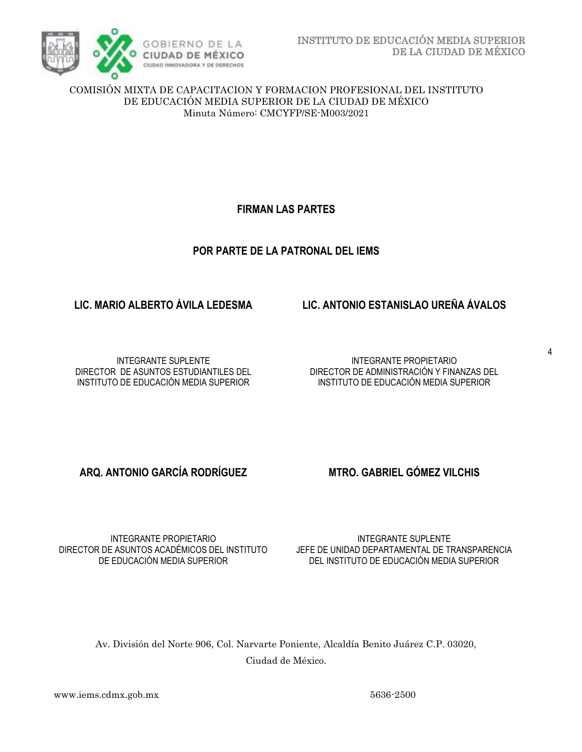COMISIÓN MIXTA DE CAPACITACION Y FORMACION PROFESIONAL DEL INSTITUTO DE EDUCACIÓN MEDIA SUPERIOR DE LA CIUDAD DE MÉXICO
Minuta Número: CMCYFP/SE-M003/2021

**FIRMAN LAS PARTES**

**POR PARTE DE LA PATRONAL DEL IEMS**

**LIC. MARIO ALBERTO ÁVILA LEDESMA**

INTEGRANTE SUPLENTE
DIRECTOR DE ASUNTOS ESTUDIANTILES DEL INSTITUTO DE EDUCACIÓN MEDIA SUPERIOR

**LIC. ANTONIO ESTANISLAO UREÑA ÁVALOS**

INTEGRANTE PROPIETARIO
DIRECTOR DE ADMINISTRACIÓN Y FINANZAS DEL INSTITUTO DE EDUCACIÓN MEDIA SUPERIOR

**ARQ. ANTONIO GARCÍA RODRÍGUEZ**

INTEGRANTE PROPIETARIO
DIRECTOR DE ASUNTOS ACADÉMICOS DEL INSTITUTO DE EDUCACIÓN MEDIA SUPERIOR

**MTRO. GABRIEL GÓMEZ VILCHIS**

INTEGRANTE SUPLENTE
JEFE DE UNIDAD DEPARTAMENTAL DE TRANSPARENCIA DEL INSTITUTO DE EDUCACIÓN MEDIA SUPERIOR